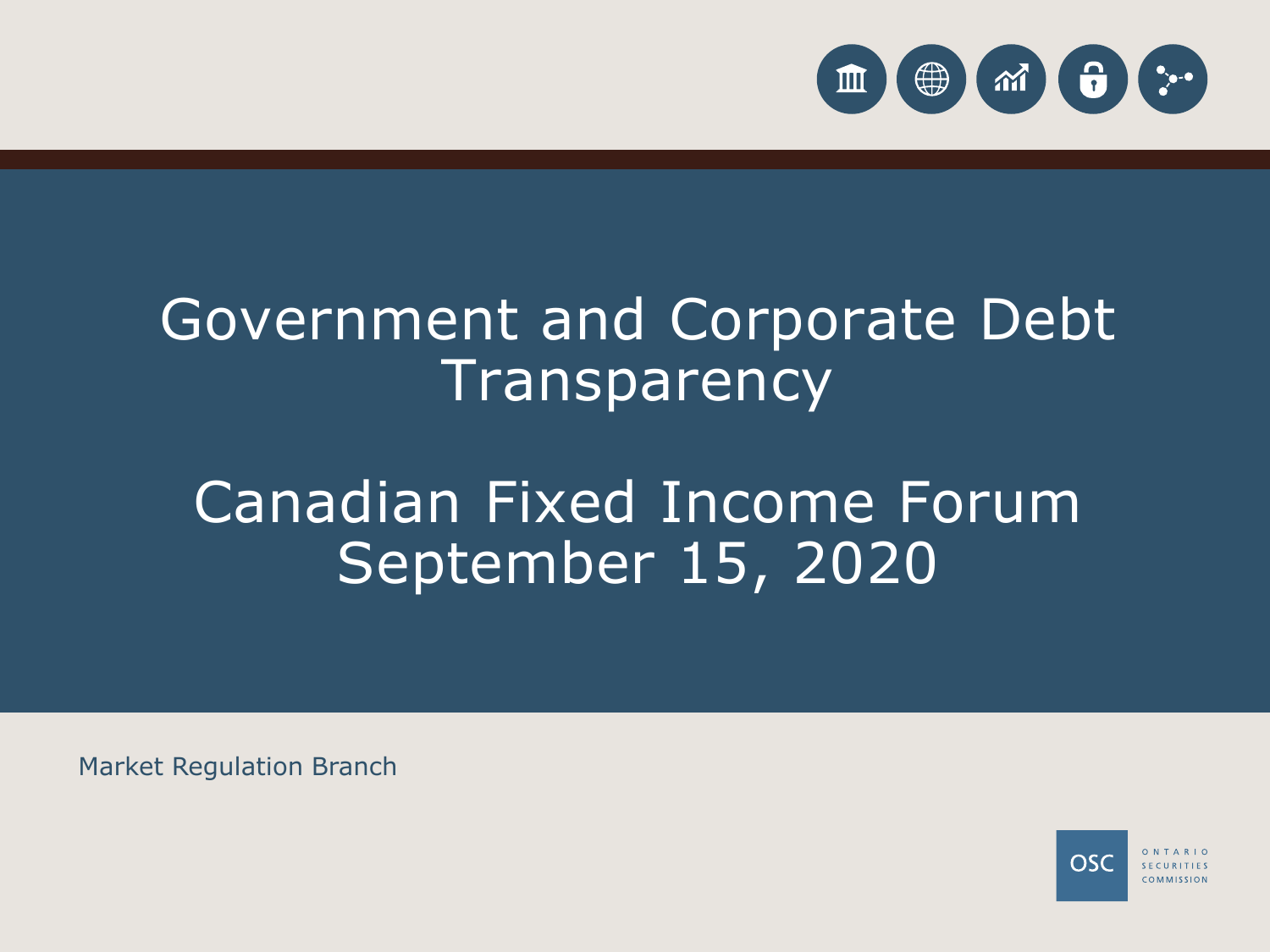# Government and Corporate Debt Transparency

## Canadian Fixed Income Forum
## September 15, 2020

Market Regulation Branch

OSC ONTARIO SECURITIES COMMISSION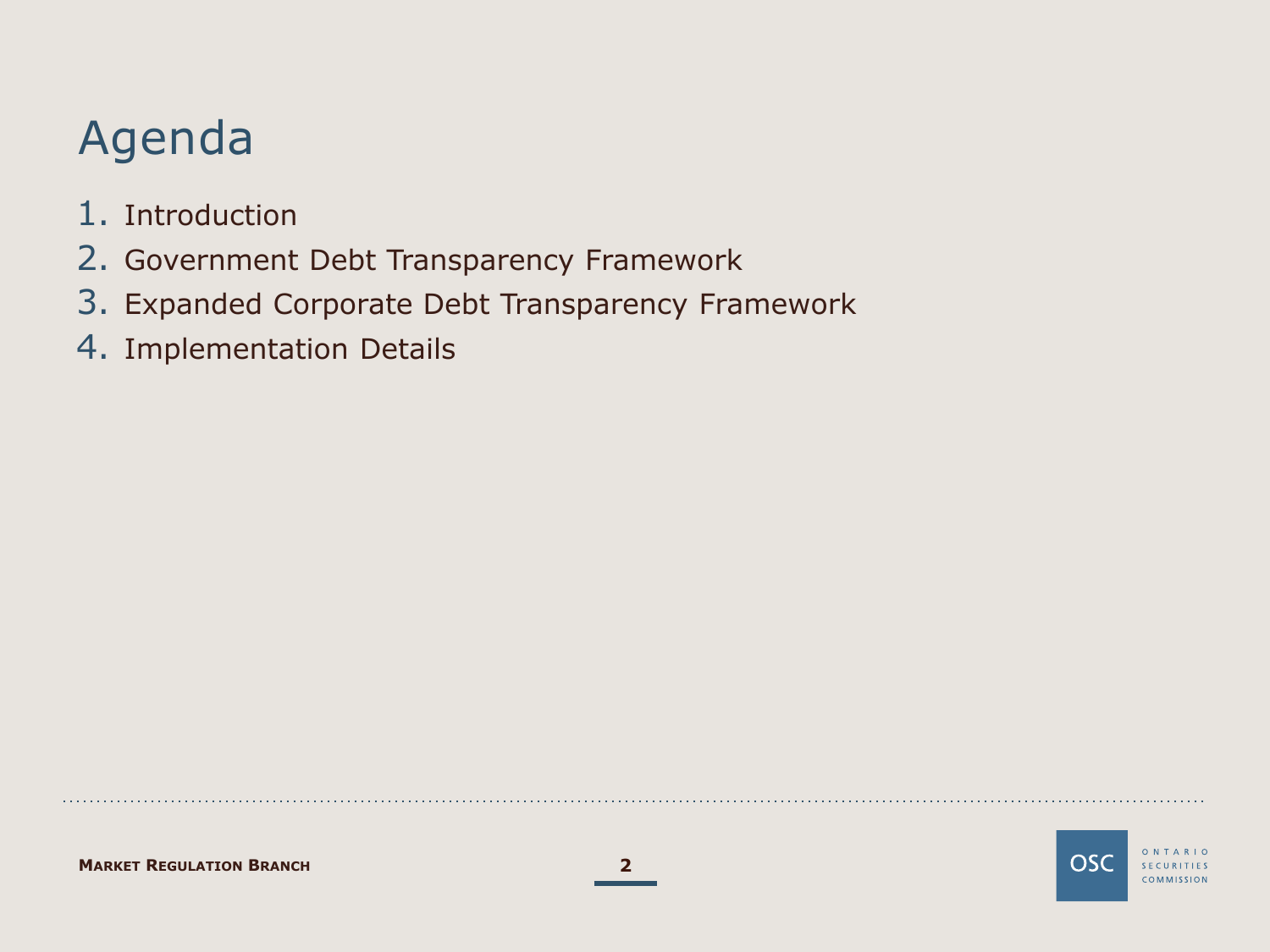# Agenda

1. Introduction
2. Government Debt Transparency Framework
3. Expanded Corporate Debt Transparency Framework
4. Implementation Details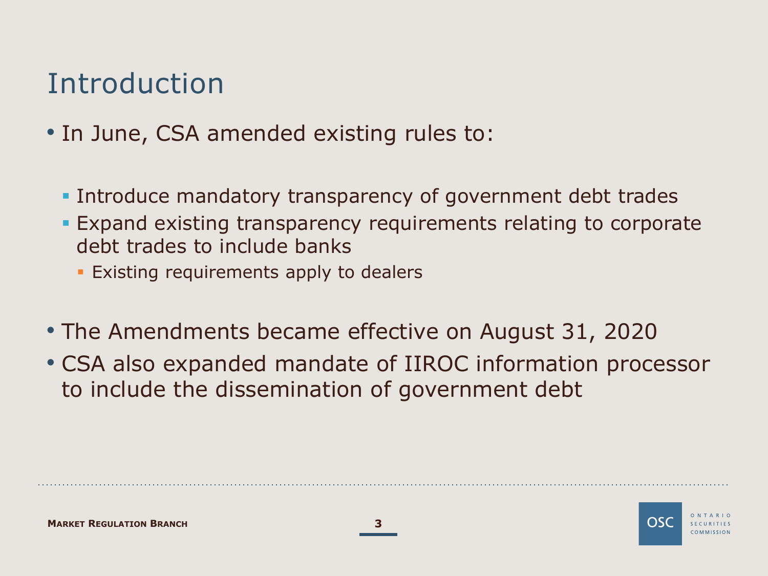# Introduction

- In June, CSA amended existing rules to:
  - Introduce mandatory transparency of government debt trades
  - Expand existing transparency requirements relating to corporate debt trades to include banks
    - Existing requirements apply to dealers
- The Amendments became effective on August 31, 2020
- CSA also expanded mandate of IIROC information processor to include the dissemination of government debt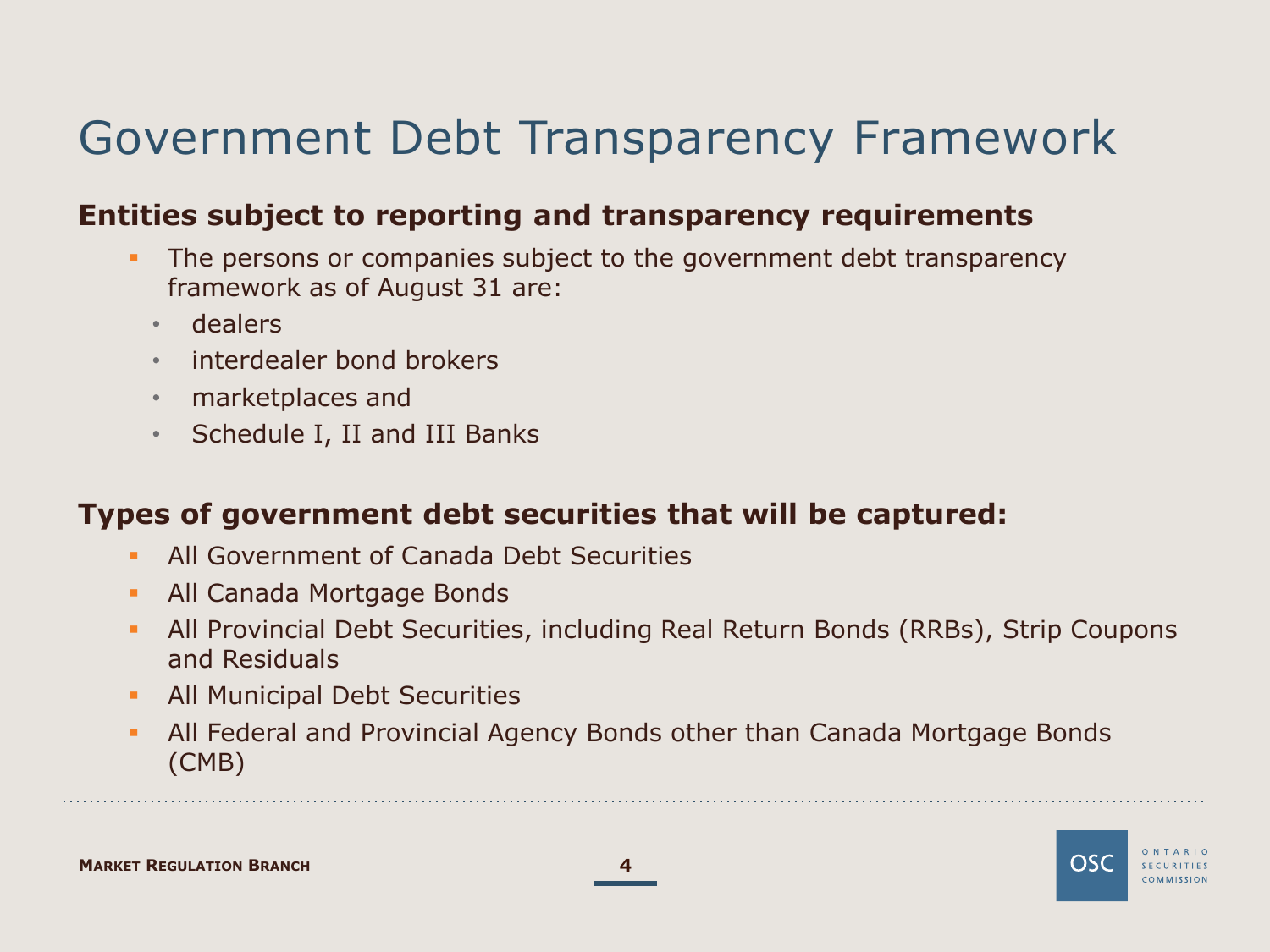# Government Debt Transparency Framework

**Entities subject to reporting and transparency requirements**

- The persons or companies subject to the government debt transparency framework as of August 31 are:
  - dealers
  - interdealer bond brokers
  - marketplaces and
  - Schedule I, II and III Banks

**Types of government debt securities that will be captured:**

- All Government of Canada Debt Securities
- All Canada Mortgage Bonds
- All Provincial Debt Securities, including Real Return Bonds (RRBs), Strip Coupons and Residuals
- All Municipal Debt Securities
- All Federal and Provincial Agency Bonds other than Canada Mortgage Bonds (CMB)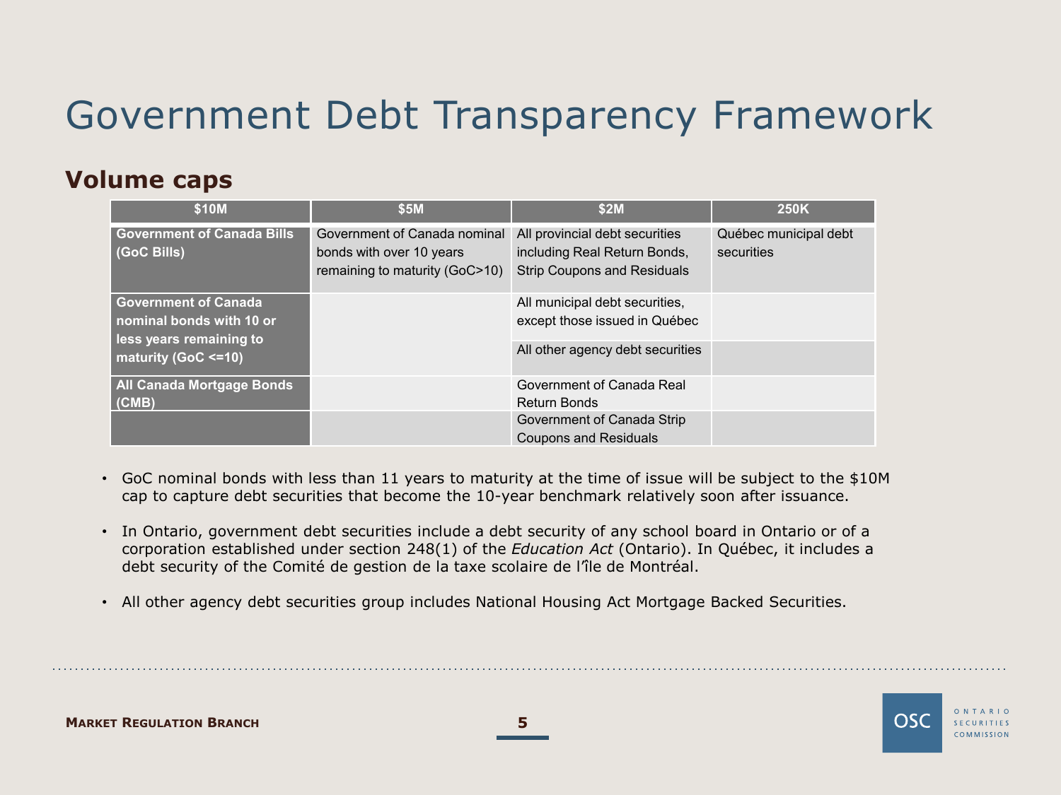# Government Debt Transparency Framework

## Volume caps

| $10M | $5M | $2M | 250K |
|---|---|---|---|
| **Government of Canada Bills (GoC Bills)** | Government of Canada nominal bonds with over 10 years remaining to maturity (GoC>10) | All provincial debt securities including Real Return Bonds, Strip Coupons and Residuals | Québec municipal debt securities |
| **Government of Canada nominal bonds with 10 or less years remaining to maturity (GoC <=10)** | | All municipal debt securities, except those issued in Québec | |
| | | All other agency debt securities | |
| **All Canada Mortgage Bonds (CMB)** | | Government of Canada Real Return Bonds | |
| | | Government of Canada Strip Coupons and Residuals | |

- GoC nominal bonds with less than 11 years to maturity at the time of issue will be subject to the $10M cap to capture debt securities that become the 10-year benchmark relatively soon after issuance.
- In Ontario, government debt securities include a debt security of any school board in Ontario or of a corporation established under section 248(1) of the *Education Act* (Ontario). In Québec, it includes a debt security of the Comité de gestion de la taxe scolaire de l'île de Montréal.
- All other agency debt securities group includes National Housing Act Mortgage Backed Securities.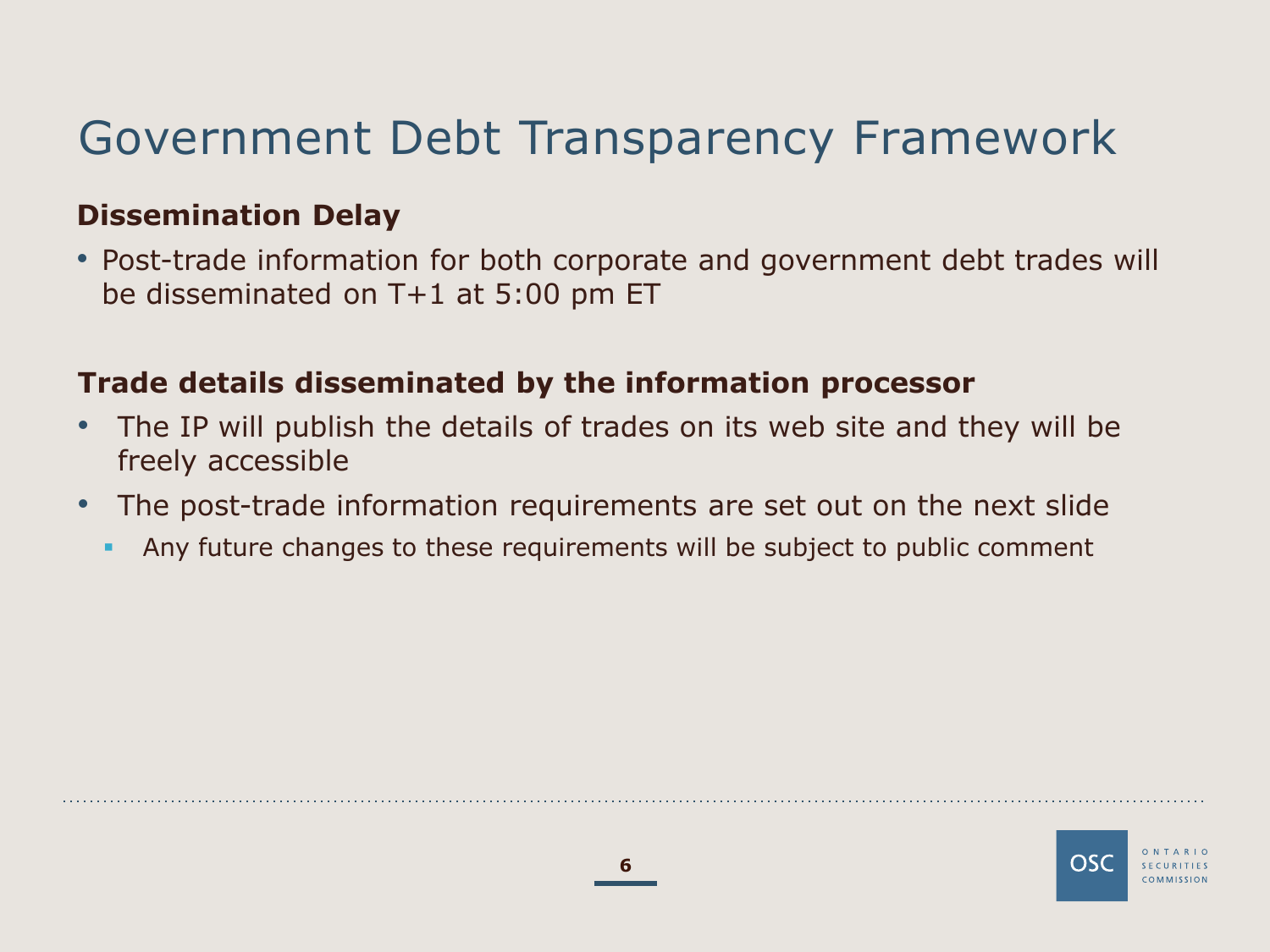# Government Debt Transparency Framework

**Dissemination Delay**

- Post-trade information for both corporate and government debt trades will be disseminated on T+1 at 5:00 pm ET

**Trade details disseminated by the information processor**

- The IP will publish the details of trades on its web site and they will be freely accessible
- The post-trade information requirements are set out on the next slide
  - Any future changes to these requirements will be subject to public comment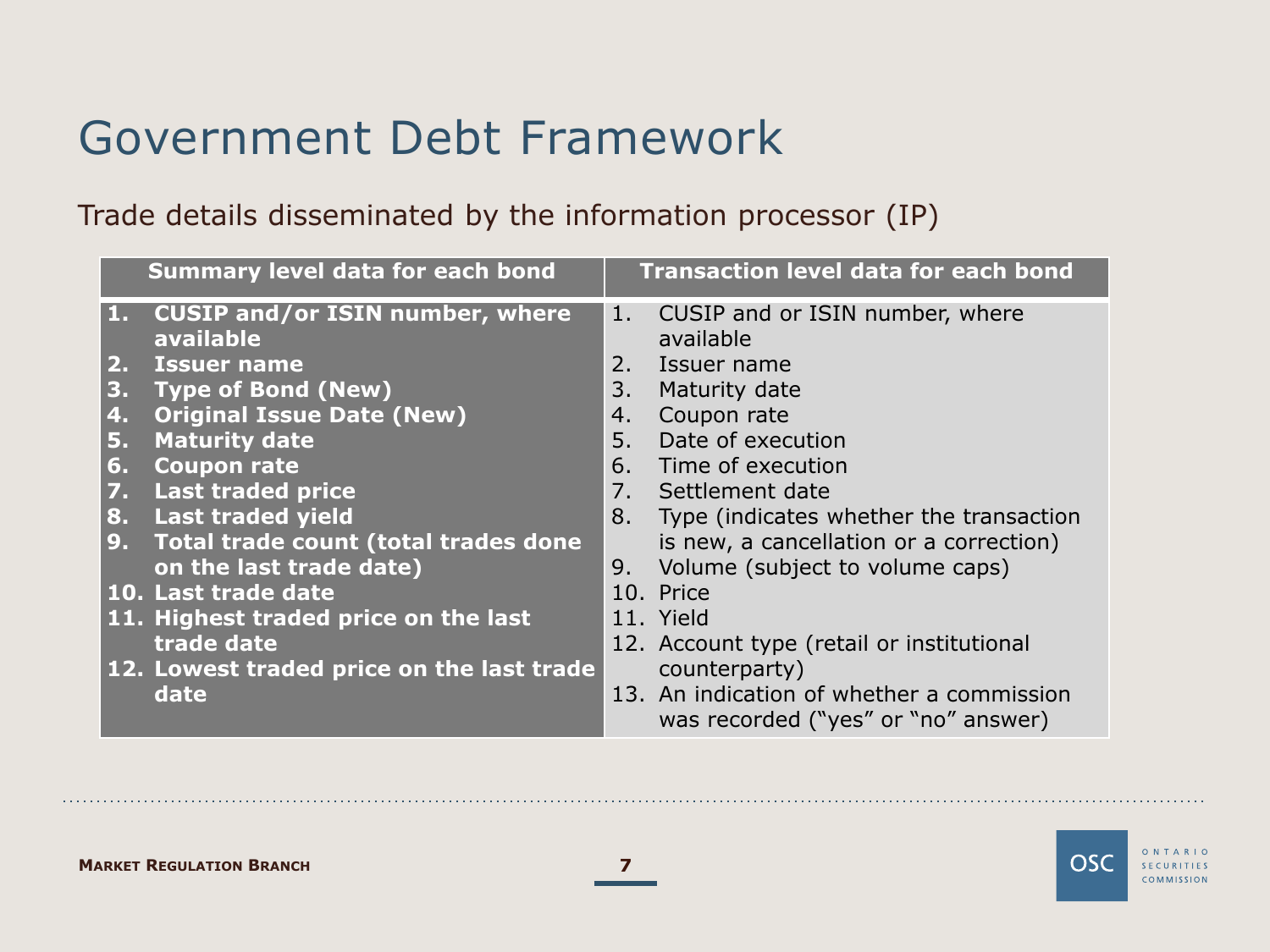# Government Debt Framework

Trade details disseminated by the information processor (IP)

| Summary level data for each bond | Transaction level data for each bond |
|---|---|
| 1. CUSIP and/or ISIN number, where available | 1. CUSIP and or ISIN number, where available |
| 2. Issuer name | 2. Issuer name |
| 3. Type of Bond (New) | 3. Maturity date |
| 4. Original Issue Date (New) | 4. Coupon rate |
| 5. Maturity date | 5. Date of execution |
| 6. Coupon rate | 6. Time of execution |
| 7. Last traded price | 7. Settlement date |
| 8. Last traded yield | 8. Type (indicates whether the transaction is new, a cancellation or a correction) |
| 9. Total trade count (total trades done on the last trade date) | 9. Volume (subject to volume caps) |
| 10. Last trade date | 10. Price |
| 11. Highest traded price on the last trade date | 11. Yield |
| 12. Lowest traded price on the last trade date | 12. Account type (retail or institutional counterparty) |
| | 13. An indication of whether a commission was recorded ("yes" or "no" answer) |

Market Regulation Branch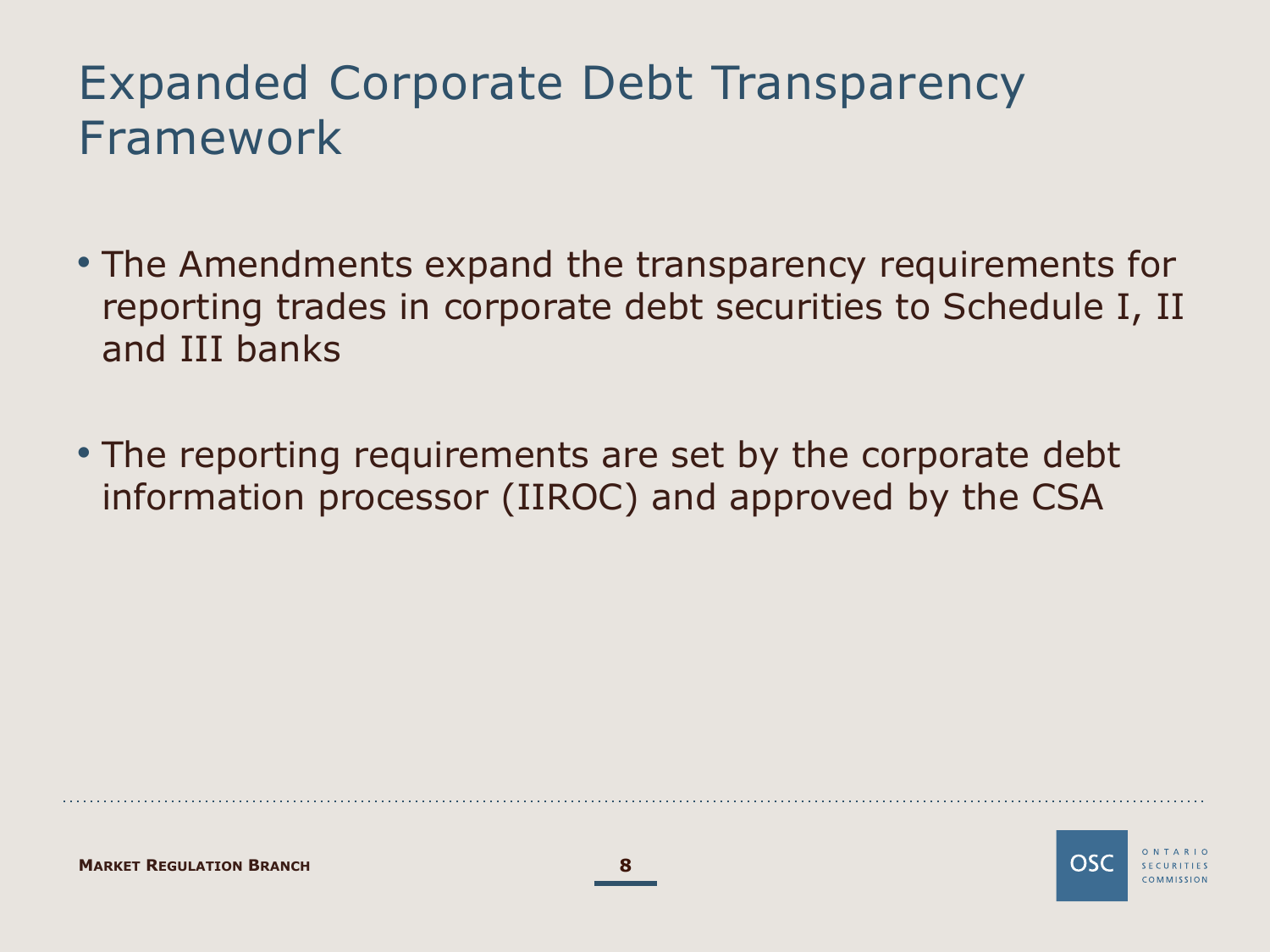# Expanded Corporate Debt Transparency Framework

- The Amendments expand the transparency requirements for reporting trades in corporate debt securities to Schedule I, II and III banks

- The reporting requirements are set by the corporate debt information processor (IIROC) and approved by the CSA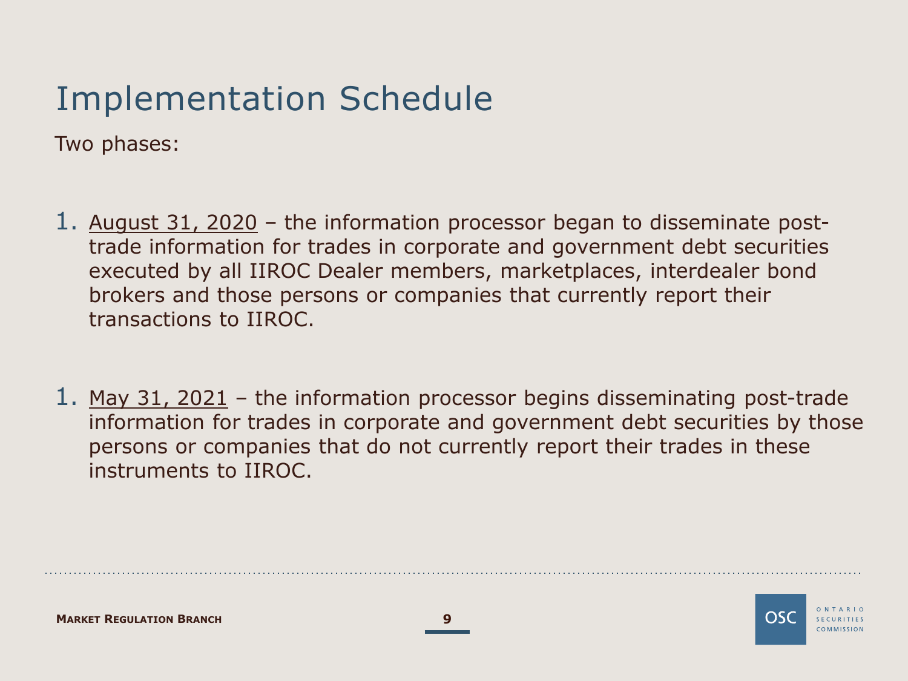# Implementation Schedule

Two phases:

1. August 31, 2020 – the information processor began to disseminate post-trade information for trades in corporate and government debt securities executed by all IIROC Dealer members, marketplaces, interdealer bond brokers and those persons or companies that currently report their transactions to IIROC.

1. May 31, 2021 – the information processor begins disseminating post-trade information for trades in corporate and government debt securities by those persons or companies that do not currently report their trades in these instruments to IIROC.